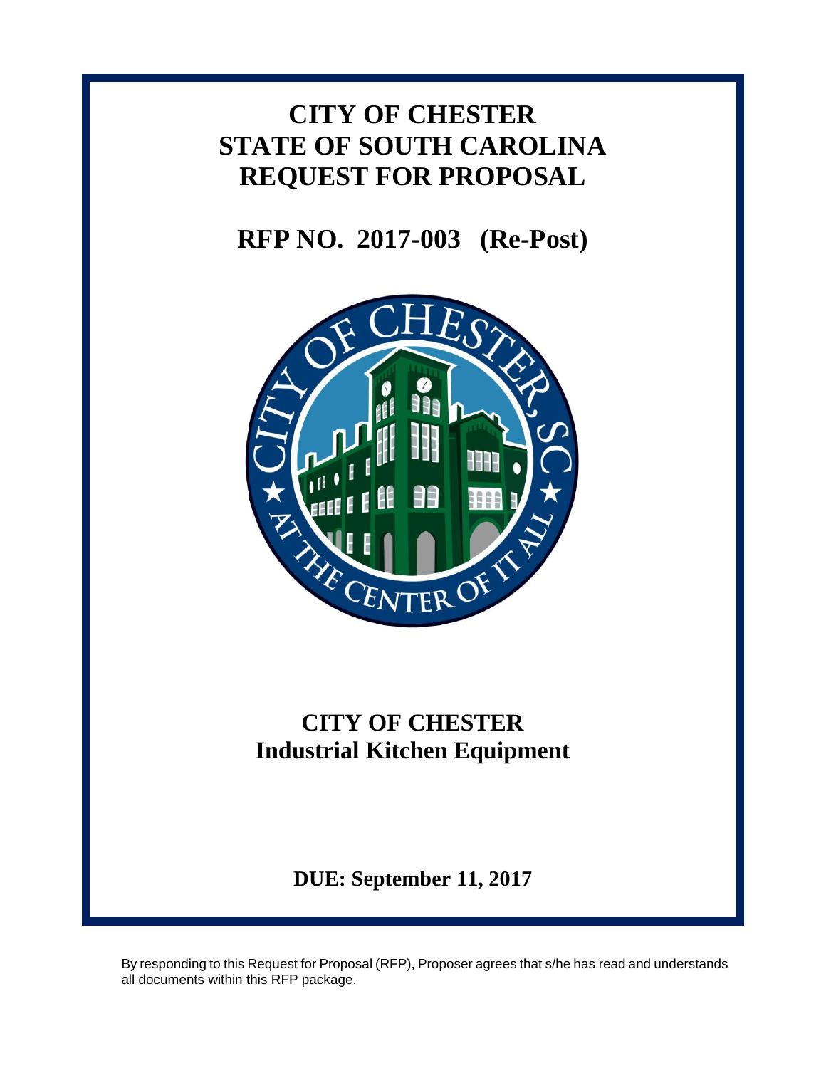# CITY OF CHESTER
# STATE OF SOUTH CAROLINA
# REQUEST FOR PROPOSAL

## RFP NO. 2017-003 (Re-Post)

## CITY OF CHESTER
## Industrial Kitchen Equipment

**DUE: September 11, 2017**

By responding to this Request for Proposal (RFP), Proposer agrees that s/he has read and understands all documents within this RFP package.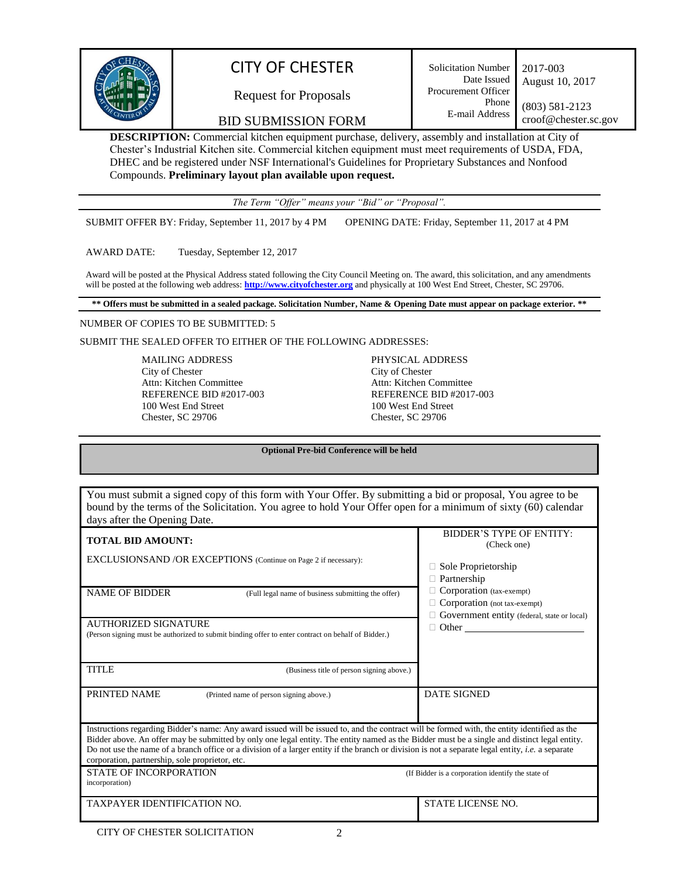| | CITY OF CHESTER<br>Request for Proposals<br>BID SUBMISSION FORM | Solicitation Number<br>Date Issued<br>Procurement Officer<br>Phone<br>E-mail Address | 2017-003<br>August 10, 2017<br><br>(803) 581-2123<br>croof@chester.sc.gov |
|---|---|---|---|

**DESCRIPTION:** Commercial kitchen equipment purchase, delivery, assembly and installation at City of Chester's Industrial Kitchen site. Commercial kitchen equipment must meet requirements of USDA, FDA, DHEC and be registered under NSF International's Guidelines for Proprietary Substances and Nonfood Compounds. **Preliminary layout plan available upon request.**

*The Term "Offer" means your "Bid" or "Proposal".*

SUBMIT OFFER BY: Friday, September 11, 2017 by 4 PM    OPENING DATE: Friday, September 11, 2017 at 4 PM

AWARD DATE: Tuesday, September 12, 2017

Award will be posted at the Physical Address stated following the City Council Meeting on. The award, this solicitation, and any amendments will be posted at the following web address: **http://www.cityofchester.org** and physically at 100 West End Street, Chester, SC 29706.

**** Offers must be submitted in a sealed package. Solicitation Number, Name & Opening Date must appear on package exterior. ****

NUMBER OF COPIES TO BE SUBMITTED: 5

SUBMIT THE SEALED OFFER TO EITHER OF THE FOLLOWING ADDRESSES:

MAILING ADDRESS
City of Chester
Attn: Kitchen Committee
REFERENCE BID #2017-003
100 West End Street
Chester, SC 29706

PHYSICAL ADDRESS
City of Chester
Attn: Kitchen Committee
REFERENCE BID #2017-003
100 West End Street
Chester, SC 29706

**Optional Pre-bid Conference will be held**

You must submit a signed copy of this form with Your Offer. By submitting a bid or proposal, You agree to be bound by the terms of the Solicitation. You agree to hold Your Offer open for a minimum of sixty (60) calendar days after the Opening Date.

| | |
|---|---|
| **TOTAL BID AMOUNT:**<br><br>EXCLUSIONSAND /OR EXCEPTIONS (Continue on Page 2 if necessary): | BIDDER'S TYPE OF ENTITY: (Check one)<br>☐ Sole Proprietorship<br>☐ Partnership<br>☐ Corporation (tax-exempt)<br>☐ Corporation (not tax-exempt)<br>☐ Government entity (federal, state or local)<br>☐ Other ______________________ |
| NAME OF BIDDER (Full legal name of business submitting the offer) | |
| AUTHORIZED SIGNATURE<br>(Person signing must be authorized to submit binding offer to enter contract on behalf of Bidder.) | |
| TITLE (Business title of person signing above.) | |
| PRINTED NAME (Printed name of person signing above.) | DATE SIGNED |

Instructions regarding Bidder's name: Any award issued will be issued to, and the contract will be formed with, the entity identified as the Bidder above. An offer may be submitted by only one legal entity. The entity named as the Bidder must be a single and distinct legal entity. Do not use the name of a branch office or a division of a larger entity if the branch or division is not a separate legal entity, *i.e.* a separate corporation, partnership, sole proprietor, etc.

| | |
|---|---|
| STATE OF INCORPORATION (If Bidder is a corporation identify the state of incorporation) | |
| TAXPAYER IDENTIFICATION NO. | STATE LICENSE NO. |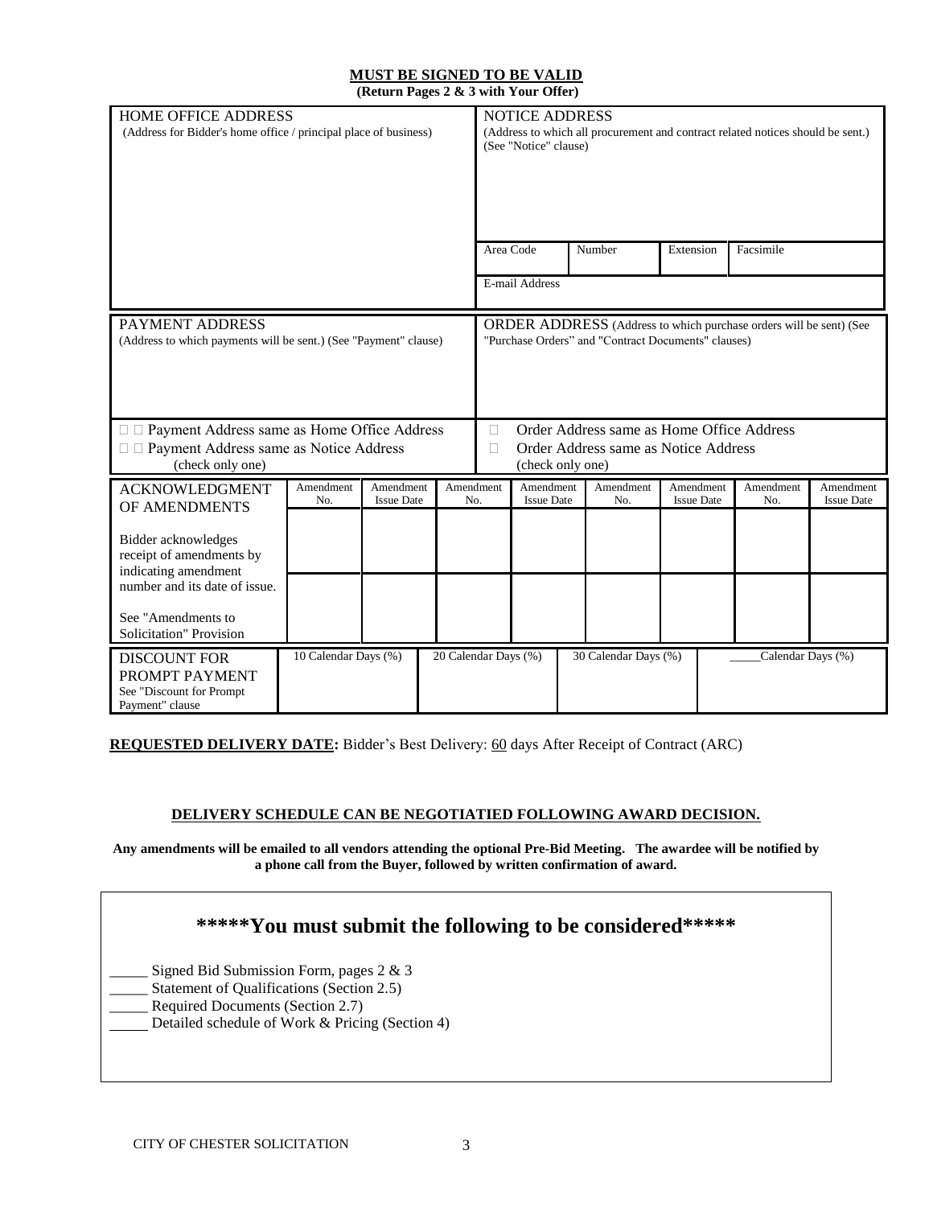**MUST BE SIGNED TO BE VALID**

**(Return Pages 2 & 3 with Your Offer)**

| HOME OFFICE ADDRESS (Address for Bidder's home office / principal place of business) | NOTICE ADDRESS (Address to which all procurement and contract related notices should be sent.) (See "Notice" clause) | | | |
|---|---|---|---|---|
| | Area Code | Number | Extension | Facsimile |
| | E-mail Address | | | |

| PAYMENT ADDRESS (Address to which payments will be sent.) (See "Payment" clause) | ORDER ADDRESS (Address to which purchase orders will be sent) (See "Purchase Orders" and "Contract Documents" clauses) |
|---|---|
| ☐ Payment Address same as Home Office Address<br>☐ Payment Address same as Notice Address<br>(check only one) | ☐ Order Address same as Home Office Address<br>☐ Order Address same as Notice Address<br>(check only one) |

| ACKNOWLEDGMENT OF AMENDMENTS | Amendment No. | Amendment Issue Date | Amendment No. | Amendment Issue Date | Amendment No. | Amendment Issue Date | Amendment No. | Amendment Issue Date |
|---|---|---|---|---|---|---|---|---|
| Bidder acknowledges receipt of amendments by indicating amendment number and its date of issue. | | | | | | | | |
| See "Amendments to Solicitation" Provision | | | | | | | | |

| DISCOUNT FOR PROMPT PAYMENT See "Discount for Prompt Payment" clause | 10 Calendar Days (%) | 20 Calendar Days (%) | 30 Calendar Days (%) | _____Calendar Days (%) |
|---|---|---|---|---|
| | | | | |

**REQUESTED DELIVERY DATE:** Bidder's Best Delivery: 60 days After Receipt of Contract (ARC)

**DELIVERY SCHEDULE CAN BE NEGOTIATIED FOLLOWING AWARD DECISION.**

**Any amendments will be emailed to all vendors attending the optional Pre-Bid Meeting. The awardee will be notified by a phone call from the Buyer, followed by written confirmation of award.**

## *****You must submit the following to be considered*****

_____ Signed Bid Submission Form, pages 2 & 3
_____ Statement of Qualifications (Section 2.5)
_____ Required Documents (Section 2.7)
_____ Detailed schedule of Work & Pricing (Section 4)

CITY OF CHESTER SOLICITATION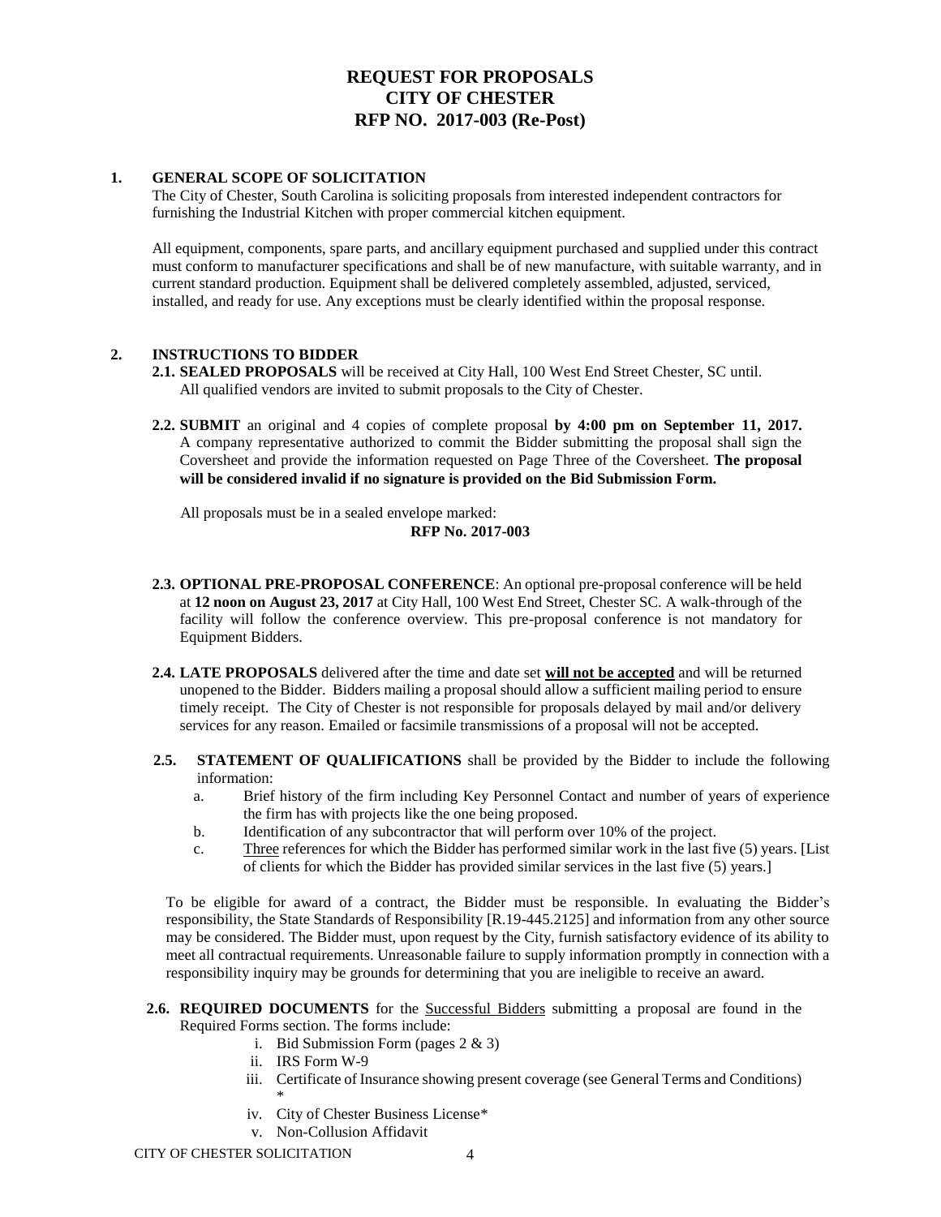# REQUEST FOR PROPOSALS
# CITY OF CHESTER
# RFP NO. 2017-003 (Re-Post)

## 1. GENERAL SCOPE OF SOLICITATION

The City of Chester, South Carolina is soliciting proposals from interested independent contractors for furnishing the Industrial Kitchen with proper commercial kitchen equipment.

All equipment, components, spare parts, and ancillary equipment purchased and supplied under this contract must conform to manufacturer specifications and shall be of new manufacture, with suitable warranty, and in current standard production. Equipment shall be delivered completely assembled, adjusted, serviced, installed, and ready for use. Any exceptions must be clearly identified within the proposal response.

## 2. INSTRUCTIONS TO BIDDER

**2.1. SEALED PROPOSALS** will be received at City Hall, 100 West End Street Chester, SC until. All qualified vendors are invited to submit proposals to the City of Chester.

**2.2. SUBMIT** an original and 4 copies of complete proposal **by 4:00 pm on September 11, 2017.** A company representative authorized to commit the Bidder submitting the proposal shall sign the Coversheet and provide the information requested on Page Three of the Coversheet. **The proposal will be considered invalid if no signature is provided on the Bid Submission Form.**

All proposals must be in a sealed envelope marked:

**RFP No. 2017-003**

**2.3. OPTIONAL PRE-PROPOSAL CONFERENCE**: An optional pre-proposal conference will be held at **12 noon on August 23, 2017** at City Hall, 100 West End Street, Chester SC. A walk-through of the facility will follow the conference overview. This pre-proposal conference is not mandatory for Equipment Bidders.

**2.4. LATE PROPOSALS** delivered after the time and date set **<u>will not be accepted</u>** and will be returned unopened to the Bidder. Bidders mailing a proposal should allow a sufficient mailing period to ensure timely receipt. The City of Chester is not responsible for proposals delayed by mail and/or delivery services for any reason. Emailed or facsimile transmissions of a proposal will not be accepted.

**2.5. STATEMENT OF QUALIFICATIONS** shall be provided by the Bidder to include the following information:

a. Brief history of the firm including Key Personnel Contact and number of years of experience the firm has with projects like the one being proposed.

b. Identification of any subcontractor that will perform over 10% of the project.

c. <u>Three</u> references for which the Bidder has performed similar work in the last five (5) years. [List of clients for which the Bidder has provided similar services in the last five (5) years.]

To be eligible for award of a contract, the Bidder must be responsible. In evaluating the Bidder's responsibility, the State Standards of Responsibility [R.19-445.2125] and information from any other source may be considered. The Bidder must, upon request by the City, furnish satisfactory evidence of its ability to meet all contractual requirements. Unreasonable failure to supply information promptly in connection with a responsibility inquiry may be grounds for determining that you are ineligible to receive an award.

**2.6. REQUIRED DOCUMENTS** for the <u>Successful Bidders</u> submitting a proposal are found in the Required Forms section. The forms include:

i. Bid Submission Form (pages 2 & 3)
ii. IRS Form W-9
iii. Certificate of Insurance showing present coverage (see General Terms and Conditions) *
iv. City of Chester Business License*
v. Non-Collusion Affidavit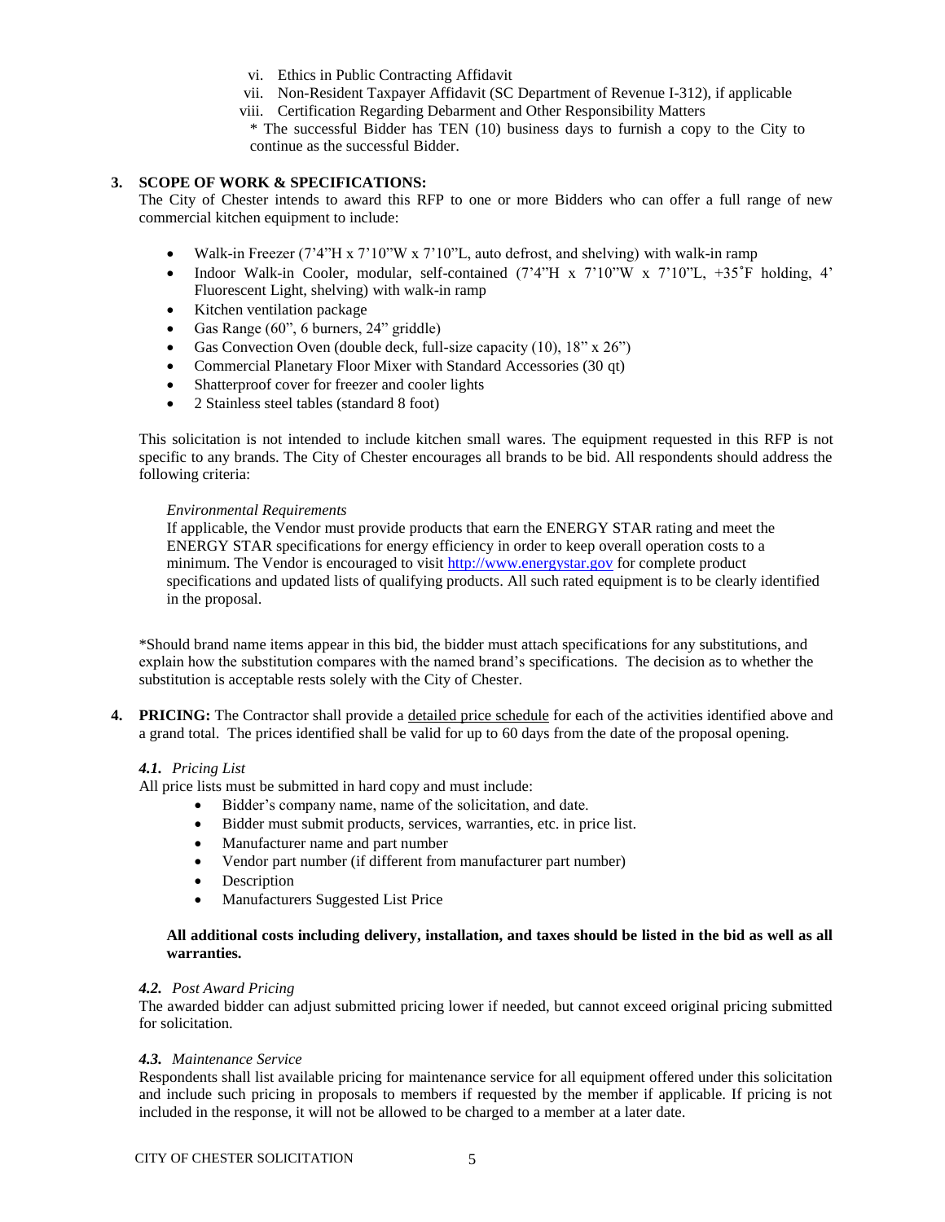vi. Ethics in Public Contracting Affidavit
vii. Non-Resident Taxpayer Affidavit (SC Department of Revenue I-312), if applicable
viii. Certification Regarding Debarment and Other Responsibility Matters

\* The successful Bidder has TEN (10) business days to furnish a copy to the City to continue as the successful Bidder.

**3. SCOPE OF WORK & SPECIFICATIONS:**

The City of Chester intends to award this RFP to one or more Bidders who can offer a full range of new commercial kitchen equipment to include:

- Walk-in Freezer (7'4"H x 7'10"W x 7'10"L, auto defrost, and shelving) with walk-in ramp
- Indoor Walk-in Cooler, modular, self-contained (7'4"H x 7'10"W x 7'10"L, +35˚F holding, 4' Fluorescent Light, shelving) with walk-in ramp
- Kitchen ventilation package
- Gas Range (60", 6 burners, 24" griddle)
- Gas Convection Oven (double deck, full-size capacity (10), 18" x 26")
- Commercial Planetary Floor Mixer with Standard Accessories (30 qt)
- Shatterproof cover for freezer and cooler lights
- 2 Stainless steel tables (standard 8 foot)

This solicitation is not intended to include kitchen small wares. The equipment requested in this RFP is not specific to any brands. The City of Chester encourages all brands to be bid. All respondents should address the following criteria:

*Environmental Requirements*

If applicable, the Vendor must provide products that earn the ENERGY STAR rating and meet the ENERGY STAR specifications for energy efficiency in order to keep overall operation costs to a minimum. The Vendor is encouraged to visit http://www.energystar.gov for complete product specifications and updated lists of qualifying products. All such rated equipment is to be clearly identified in the proposal.

*Should brand name items appear in this bid, the bidder must attach specifications for any substitutions, and explain how the substitution compares with the named brand's specifications. The decision as to whether the substitution is acceptable rests solely with the City of Chester.

**4. PRICING:** The Contractor shall provide a <u>detailed price schedule</u> for each of the activities identified above and a grand total. The prices identified shall be valid for up to 60 days from the date of the proposal opening.

***4.1.*** *Pricing List*

All price lists must be submitted in hard copy and must include:

- Bidder's company name, name of the solicitation, and date.
- Bidder must submit products, services, warranties, etc. in price list.
- Manufacturer name and part number
- Vendor part number (if different from manufacturer part number)
- Description
- Manufacturers Suggested List Price

**All additional costs including delivery, installation, and taxes should be listed in the bid as well as all warranties.**

***4.2.*** *Post Award Pricing*

The awarded bidder can adjust submitted pricing lower if needed, but cannot exceed original pricing submitted for solicitation.

***4.3.*** *Maintenance Service*

Respondents shall list available pricing for maintenance service for all equipment offered under this solicitation and include such pricing in proposals to members if requested by the member if applicable. If pricing is not included in the response, it will not be allowed to be charged to a member at a later date.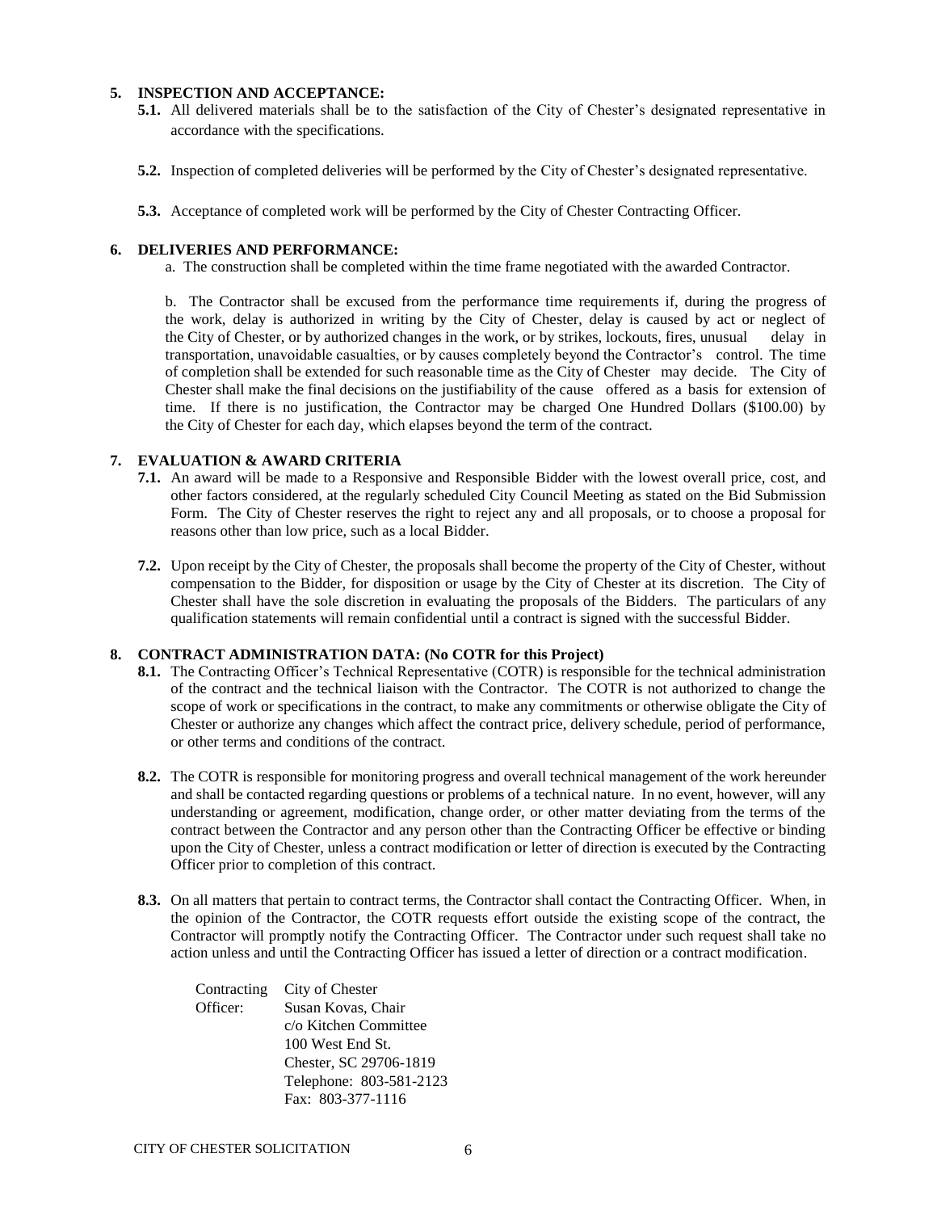## 5. INSPECTION AND ACCEPTANCE:

**5.1.** All delivered materials shall be to the satisfaction of the City of Chester's designated representative in accordance with the specifications.

**5.2.** Inspection of completed deliveries will be performed by the City of Chester's designated representative.

**5.3.** Acceptance of completed work will be performed by the City of Chester Contracting Officer.

## 6. DELIVERIES AND PERFORMANCE:

a. The construction shall be completed within the time frame negotiated with the awarded Contractor.

b. The Contractor shall be excused from the performance time requirements if, during the progress of the work, delay is authorized in writing by the City of Chester, delay is caused by act or neglect of the City of Chester, or by authorized changes in the work, or by strikes, lockouts, fires, unusual delay in transportation, unavoidable casualties, or by causes completely beyond the Contractor's control. The time of completion shall be extended for such reasonable time as the City of Chester may decide. The City of Chester shall make the final decisions on the justifiability of the cause offered as a basis for extension of time. If there is no justification, the Contractor may be charged One Hundred Dollars ($100.00) by the City of Chester for each day, which elapses beyond the term of the contract.

## 7. EVALUATION & AWARD CRITERIA

**7.1.** An award will be made to a Responsive and Responsible Bidder with the lowest overall price, cost, and other factors considered, at the regularly scheduled City Council Meeting as stated on the Bid Submission Form. The City of Chester reserves the right to reject any and all proposals, or to choose a proposal for reasons other than low price, such as a local Bidder.

**7.2.** Upon receipt by the City of Chester, the proposals shall become the property of the City of Chester, without compensation to the Bidder, for disposition or usage by the City of Chester at its discretion. The City of Chester shall have the sole discretion in evaluating the proposals of the Bidders. The particulars of any qualification statements will remain confidential until a contract is signed with the successful Bidder.

## 8. CONTRACT ADMINISTRATION DATA: (No COTR for this Project)

**8.1.** The Contracting Officer's Technical Representative (COTR) is responsible for the technical administration of the contract and the technical liaison with the Contractor. The COTR is not authorized to change the scope of work or specifications in the contract, to make any commitments or otherwise obligate the City of Chester or authorize any changes which affect the contract price, delivery schedule, period of performance, or other terms and conditions of the contract.

**8.2.** The COTR is responsible for monitoring progress and overall technical management of the work hereunder and shall be contacted regarding questions or problems of a technical nature. In no event, however, will any understanding or agreement, modification, change order, or other matter deviating from the terms of the contract between the Contractor and any person other than the Contracting Officer be effective or binding upon the City of Chester, unless a contract modification or letter of direction is executed by the Contracting Officer prior to completion of this contract.

**8.3.** On all matters that pertain to contract terms, the Contractor shall contact the Contracting Officer. When, in the opinion of the Contractor, the COTR requests effort outside the existing scope of the contract, the Contractor will promptly notify the Contracting Officer. The Contractor under such request shall take no action unless and until the Contracting Officer has issued a letter of direction or a contract modification.

Contracting Officer:
City of Chester
Susan Kovas, Chair
c/o Kitchen Committee
100 West End St.
Chester, SC 29706-1819
Telephone: 803-581-2123
Fax: 803-377-1116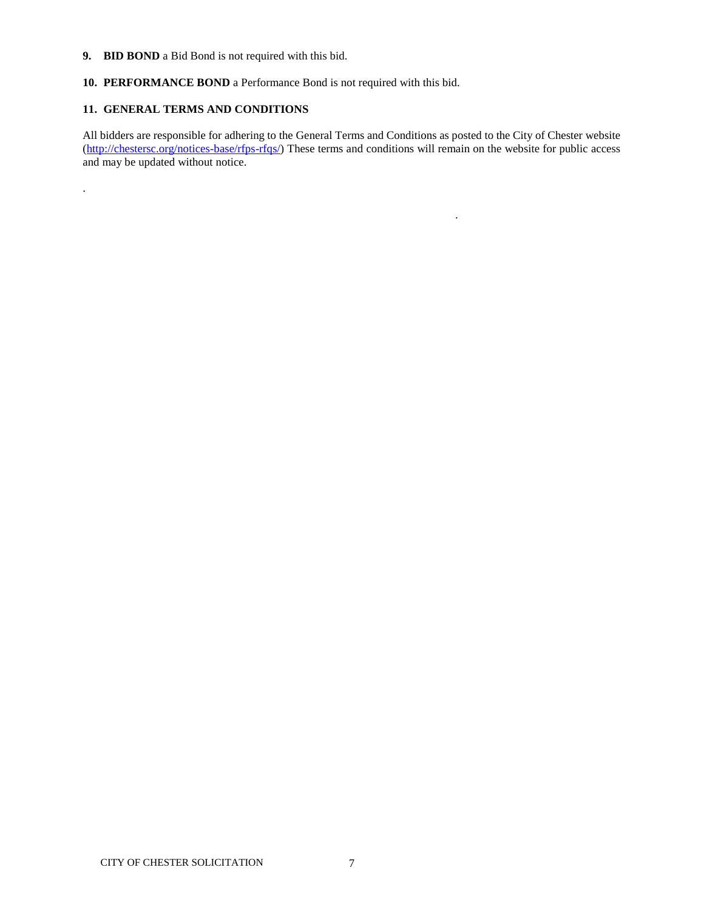**9. BID BOND** a Bid Bond is not required with this bid.

**10. PERFORMANCE BOND** a Performance Bond is not required with this bid.

**11. GENERAL TERMS AND CONDITIONS**

All bidders are responsible for adhering to the General Terms and Conditions as posted to the City of Chester website (http://chestersc.org/notices-base/rfps-rfqs/) These terms and conditions will remain on the website for public access and may be updated without notice.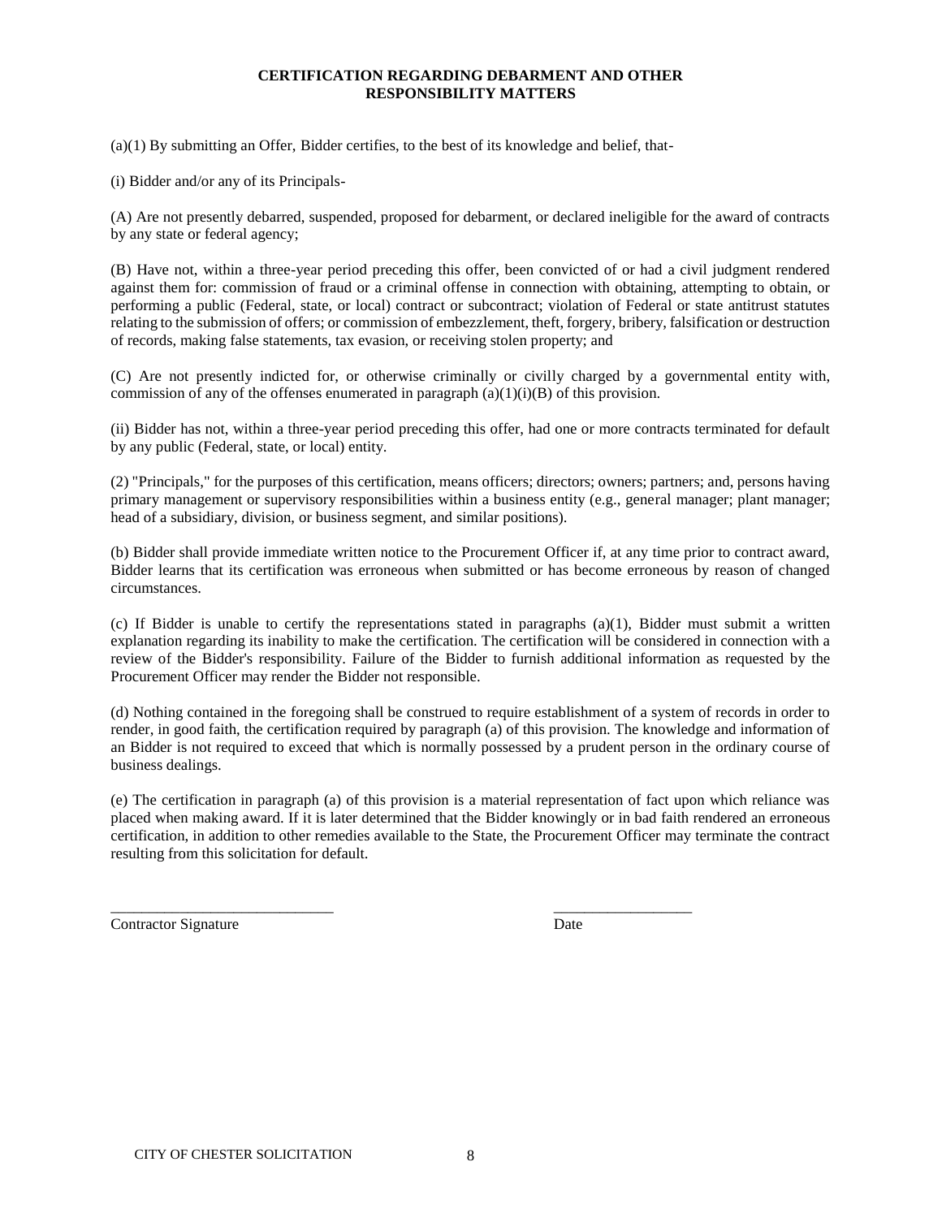## CERTIFICATION REGARDING DEBARMENT AND OTHER RESPONSIBILITY MATTERS

(a)(1) By submitting an Offer, Bidder certifies, to the best of its knowledge and belief, that-

(i) Bidder and/or any of its Principals-

(A) Are not presently debarred, suspended, proposed for debarment, or declared ineligible for the award of contracts by any state or federal agency;

(B) Have not, within a three-year period preceding this offer, been convicted of or had a civil judgment rendered against them for: commission of fraud or a criminal offense in connection with obtaining, attempting to obtain, or performing a public (Federal, state, or local) contract or subcontract; violation of Federal or state antitrust statutes relating to the submission of offers; or commission of embezzlement, theft, forgery, bribery, falsification or destruction of records, making false statements, tax evasion, or receiving stolen property; and

(C) Are not presently indicted for, or otherwise criminally or civilly charged by a governmental entity with, commission of any of the offenses enumerated in paragraph (a)(1)(i)(B) of this provision.

(ii) Bidder has not, within a three-year period preceding this offer, had one or more contracts terminated for default by any public (Federal, state, or local) entity.

(2) "Principals," for the purposes of this certification, means officers; directors; owners; partners; and, persons having primary management or supervisory responsibilities within a business entity (e.g., general manager; plant manager; head of a subsidiary, division, or business segment, and similar positions).

(b) Bidder shall provide immediate written notice to the Procurement Officer if, at any time prior to contract award, Bidder learns that its certification was erroneous when submitted or has become erroneous by reason of changed circumstances.

(c) If Bidder is unable to certify the representations stated in paragraphs (a)(1), Bidder must submit a written explanation regarding its inability to make the certification. The certification will be considered in connection with a review of the Bidder's responsibility. Failure of the Bidder to furnish additional information as requested by the Procurement Officer may render the Bidder not responsible.

(d) Nothing contained in the foregoing shall be construed to require establishment of a system of records in order to render, in good faith, the certification required by paragraph (a) of this provision. The knowledge and information of an Bidder is not required to exceed that which is normally possessed by a prudent person in the ordinary course of business dealings.

(e) The certification in paragraph (a) of this provision is a material representation of fact upon which reliance was placed when making award. If it is later determined that the Bidder knowingly or in bad faith rendered an erroneous certification, in addition to other remedies available to the State, the Procurement Officer may terminate the contract resulting from this solicitation for default.

_____________________________ __________________

Contractor Signature Date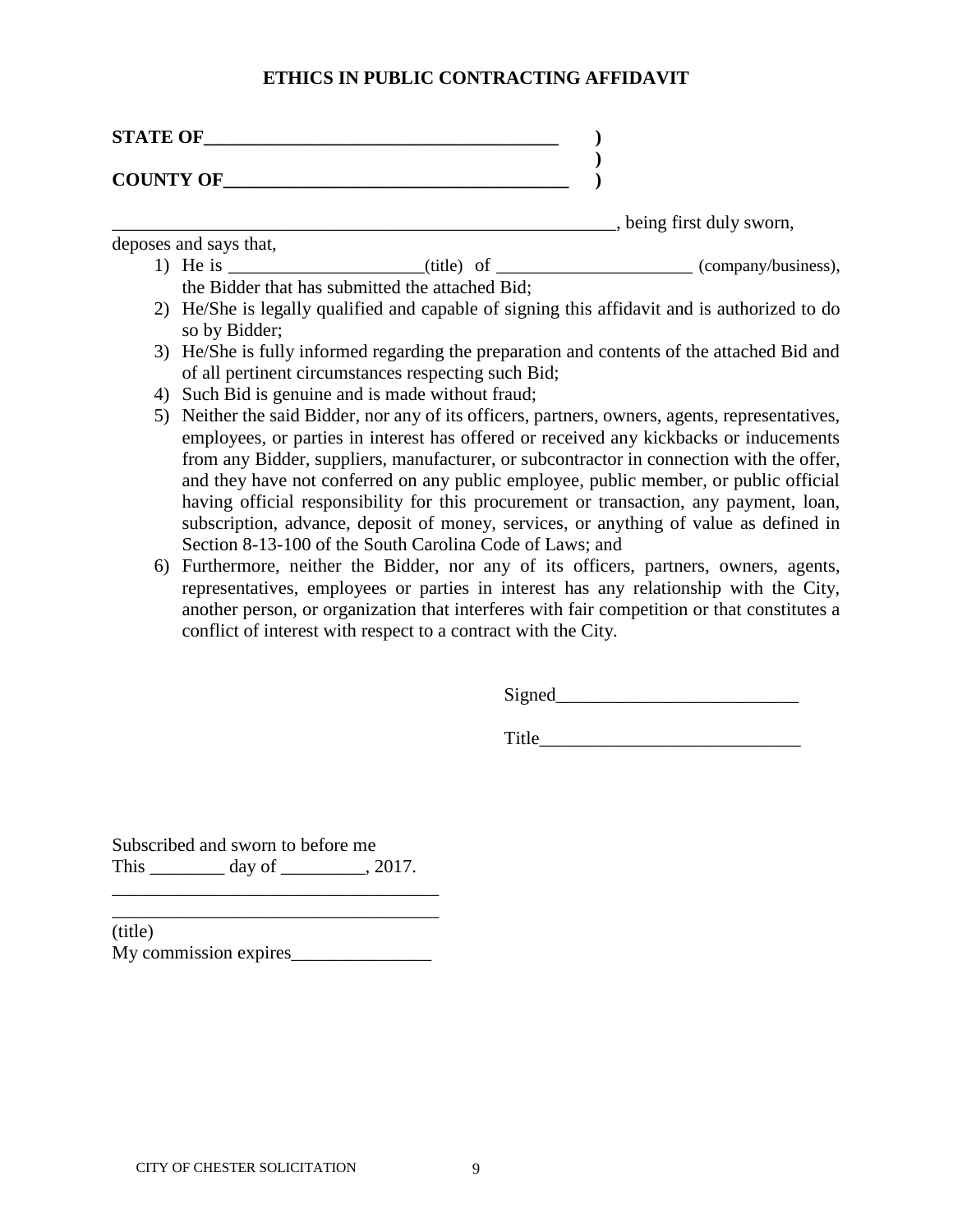# ETHICS IN PUBLIC CONTRACTING AFFIDAVIT

**STATE OF______________________________________ )**
**)**
**COUNTY OF____________________________________ )**

_______________________________________________________, being first duly sworn, deposes and says that,

1) He is _____________________(title) of _____________________ (company/business), the Bidder that has submitted the attached Bid;
2) He/She is legally qualified and capable of signing this affidavit and is authorized to do so by Bidder;
3) He/She is fully informed regarding the preparation and contents of the attached Bid and of all pertinent circumstances respecting such Bid;
4) Such Bid is genuine and is made without fraud;
5) Neither the said Bidder, nor any of its officers, partners, owners, agents, representatives, employees, or parties in interest has offered or received any kickbacks or inducements from any Bidder, suppliers, manufacturer, or subcontractor in connection with the offer, and they have not conferred on any public employee, public member, or public official having official responsibility for this procurement or transaction, any payment, loan, subscription, advance, deposit of money, services, or anything of value as defined in Section 8-13-100 of the South Carolina Code of Laws; and
6) Furthermore, neither the Bidder, nor any of its officers, partners, owners, agents, representatives, employees or parties in interest has any relationship with the City, another person, or organization that interferes with fair competition or that constitutes a conflict of interest with respect to a contract with the City.

Signed__________________________

Title___________________________

Subscribed and sworn to before me
This ________ day of _________, 2017.
___________________________________
___________________________________
(title)
My commission expires_______________

CITY OF CHESTER SOLICITATION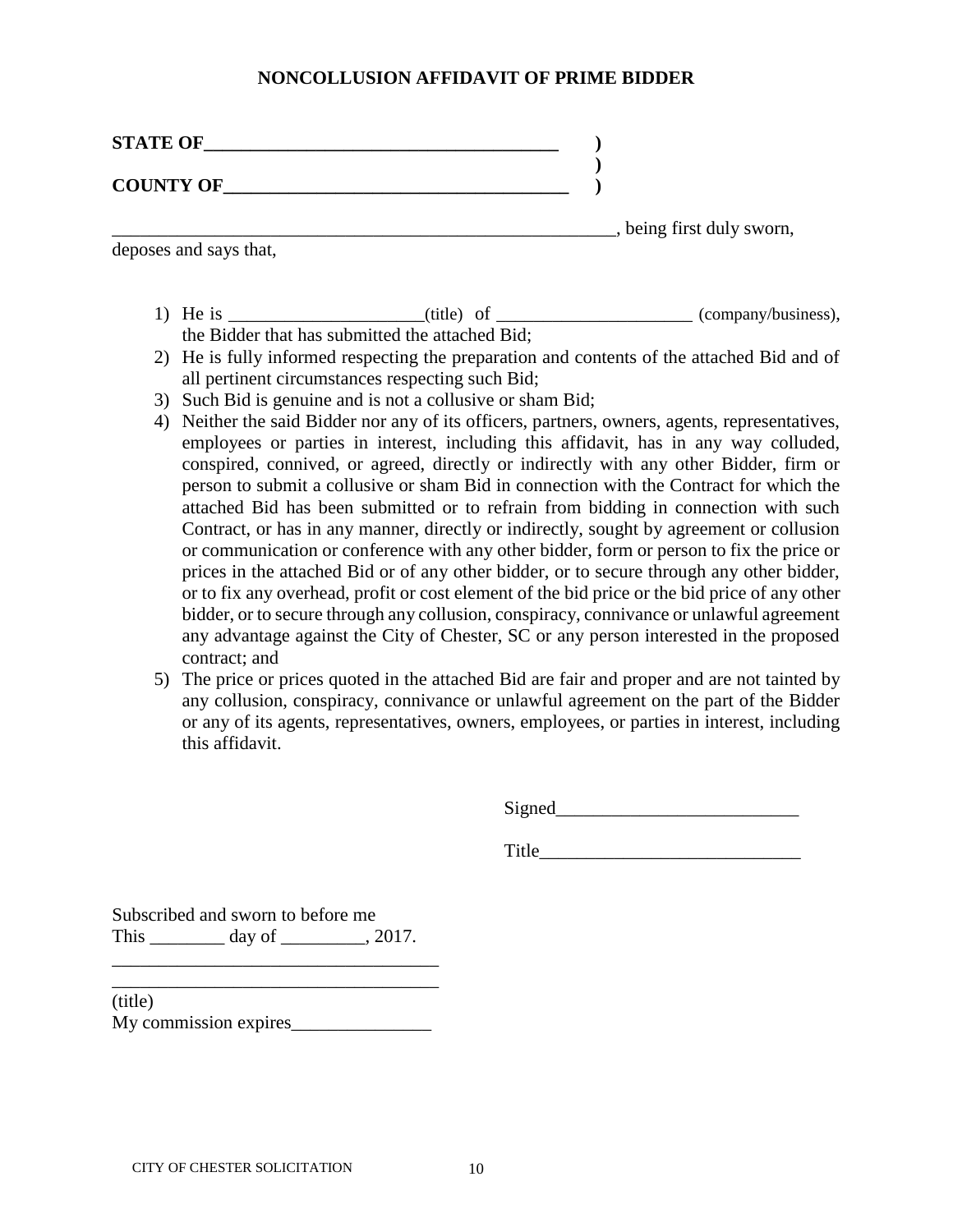**NONCOLLUSION AFFIDAVIT OF PRIME BIDDER**

**STATE OF_______________________________________ )**
**)**
**COUNTY OF_____________________________________ )**

________________________________________________________, being first duly sworn, deposes and says that,

1) He is _____________________(title) of _____________________ (company/business), the Bidder that has submitted the attached Bid;
2) He is fully informed respecting the preparation and contents of the attached Bid and of all pertinent circumstances respecting such Bid;
3) Such Bid is genuine and is not a collusive or sham Bid;
4) Neither the said Bidder nor any of its officers, partners, owners, agents, representatives, employees or parties in interest, including this affidavit, has in any way colluded, conspired, connived, or agreed, directly or indirectly with any other Bidder, firm or person to submit a collusive or sham Bid in connection with the Contract for which the attached Bid has been submitted or to refrain from bidding in connection with such Contract, or has in any manner, directly or indirectly, sought by agreement or collusion or communication or conference with any other bidder, form or person to fix the price or prices in the attached Bid or of any other bidder, or to secure through any other bidder, or to fix any overhead, profit or cost element of the bid price or the bid price of any other bidder, or to secure through any collusion, conspiracy, connivance or unlawful agreement any advantage against the City of Chester, SC or any person interested in the proposed contract; and
5) The price or prices quoted in the attached Bid are fair and proper and are not tainted by any collusion, conspiracy, connivance or unlawful agreement on the part of the Bidder or any of its agents, representatives, owners, employees, or parties in interest, including this affidavit.

Signed__________________________

Title____________________________

Subscribed and sworn to before me
This ________ day of _________, 2017.
___________________________________
___________________________________
(title)
My commission expires_______________